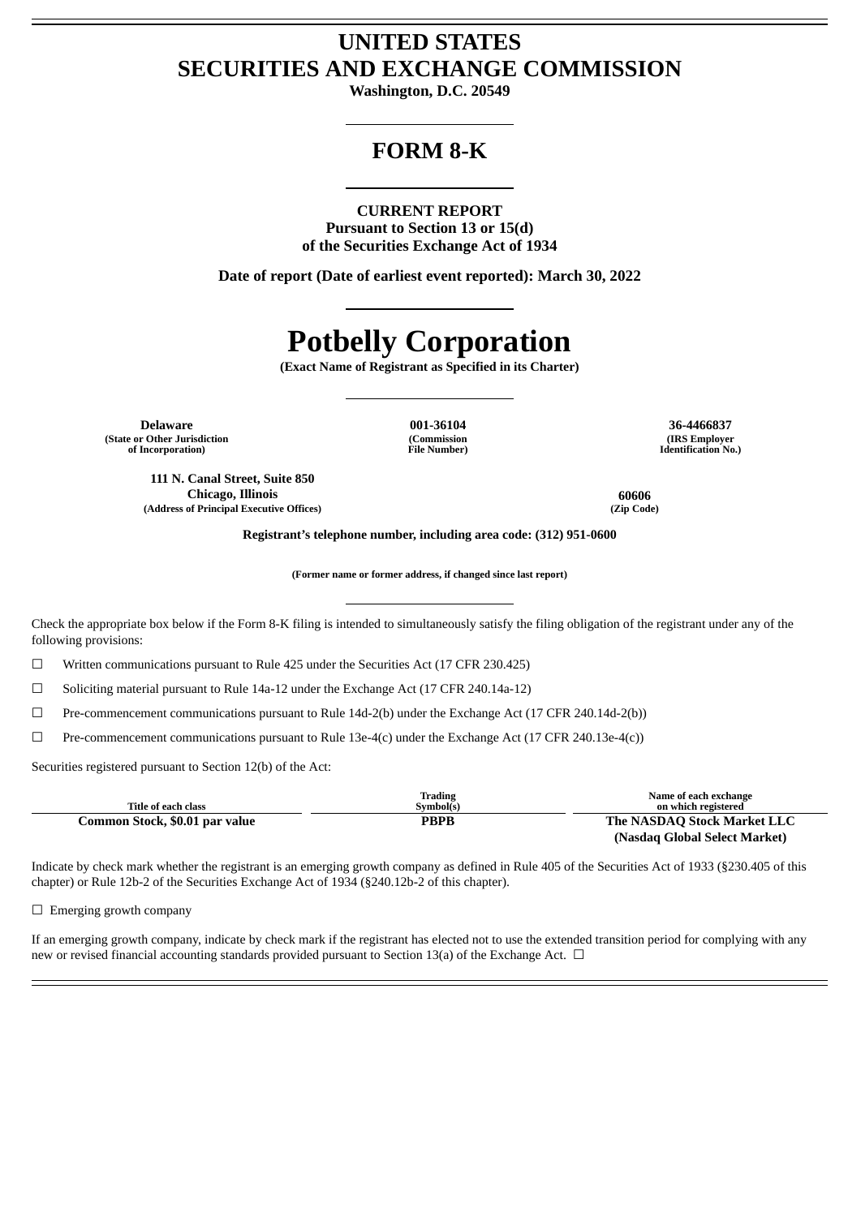# UNITED STATES
# SECURITIES AND EXCHANGE COMMISSION

**Washington, D.C. 20549**

## FORM 8-K

**CURRENT REPORT**
**Pursuant to Section 13 or 15(d)**
**of the Securities Exchange Act of 1934**

**Date of report (Date of earliest event reported): March 30, 2022**

# Potbelly Corporation

**(Exact Name of Registrant as Specified in its Charter)**

| Delaware | 001-36104 | 36-4466837 |
|---|---|---|
| (State or Other Jurisdiction of Incorporation) | (Commission File Number) | (IRS Employer Identification No.) |

| 111 N. Canal Street, Suite 850 Chicago, Illinois | 60606 |
|---|---|
| (Address of Principal Executive Offices) | (Zip Code) |

**Registrant's telephone number, including area code: (312) 951-0600**

**(Former name or former address, if changed since last report)**

Check the appropriate box below if the Form 8-K filing is intended to simultaneously satisfy the filing obligation of the registrant under any of the following provisions:

☐ Written communications pursuant to Rule 425 under the Securities Act (17 CFR 230.425)

☐ Soliciting material pursuant to Rule 14a-12 under the Exchange Act (17 CFR 240.14a-12)

☐ Pre-commencement communications pursuant to Rule 14d-2(b) under the Exchange Act (17 CFR 240.14d-2(b))

☐ Pre-commencement communications pursuant to Rule 13e-4(c) under the Exchange Act (17 CFR 240.13e-4(c))

Securities registered pursuant to Section 12(b) of the Act:

| Title of each class | Trading Symbol(s) | Name of each exchange on which registered |
|---|---|---|
| **Common Stock, $0.01 par value** | **PBPB** | **The NASDAQ Stock Market LLC (Nasdaq Global Select Market)** |

Indicate by check mark whether the registrant is an emerging growth company as defined in Rule 405 of the Securities Act of 1933 (§230.405 of this chapter) or Rule 12b-2 of the Securities Exchange Act of 1934 (§240.12b-2 of this chapter).

☐ Emerging growth company

If an emerging growth company, indicate by check mark if the registrant has elected not to use the extended transition period for complying with any new or revised financial accounting standards provided pursuant to Section 13(a) of the Exchange Act. ☐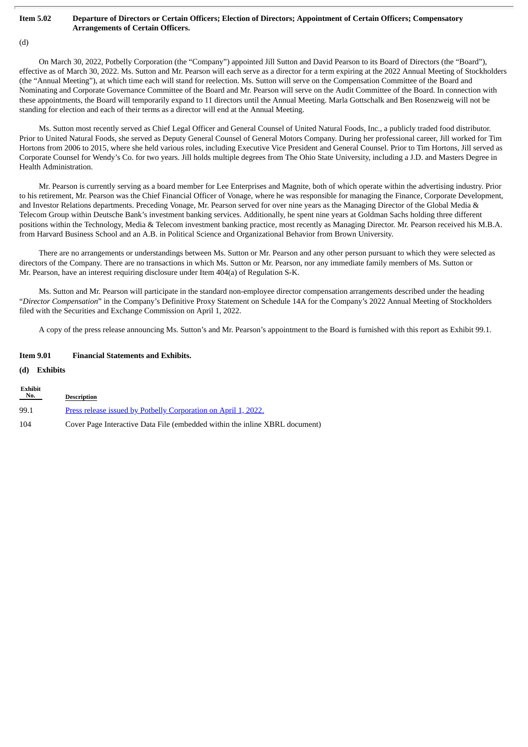### Item 5.02 Departure of Directors or Certain Officers; Election of Directors; Appointment of Certain Officers; Compensatory Arrangements of Certain Officers.

(d)

On March 30, 2022, Potbelly Corporation (the "Company") appointed Jill Sutton and David Pearson to its Board of Directors (the "Board"), effective as of March 30, 2022. Ms. Sutton and Mr. Pearson will each serve as a director for a term expiring at the 2022 Annual Meeting of Stockholders (the "Annual Meeting"), at which time each will stand for reelection. Ms. Sutton will serve on the Compensation Committee of the Board and Nominating and Corporate Governance Committee of the Board and Mr. Pearson will serve on the Audit Committee of the Board. In connection with these appointments, the Board will temporarily expand to 11 directors until the Annual Meeting. Marla Gottschalk and Ben Rosenzweig will not be standing for election and each of their terms as a director will end at the Annual Meeting.

Ms. Sutton most recently served as Chief Legal Officer and General Counsel of United Natural Foods, Inc., a publicly traded food distributor. Prior to United Natural Foods, she served as Deputy General Counsel of General Motors Company. During her professional career, Jill worked for Tim Hortons from 2006 to 2015, where she held various roles, including Executive Vice President and General Counsel. Prior to Tim Hortons, Jill served as Corporate Counsel for Wendy's Co. for two years. Jill holds multiple degrees from The Ohio State University, including a J.D. and Masters Degree in Health Administration.

Mr. Pearson is currently serving as a board member for Lee Enterprises and Magnite, both of which operate within the advertising industry. Prior to his retirement, Mr. Pearson was the Chief Financial Officer of Vonage, where he was responsible for managing the Finance, Corporate Development, and Investor Relations departments. Preceding Vonage, Mr. Pearson served for over nine years as the Managing Director of the Global Media & Telecom Group within Deutsche Bank's investment banking services. Additionally, he spent nine years at Goldman Sachs holding three different positions within the Technology, Media & Telecom investment banking practice, most recently as Managing Director. Mr. Pearson received his M.B.A. from Harvard Business School and an A.B. in Political Science and Organizational Behavior from Brown University.

There are no arrangements or understandings between Ms. Sutton or Mr. Pearson and any other person pursuant to which they were selected as directors of the Company. There are no transactions in which Ms. Sutton or Mr. Pearson, nor any immediate family members of Ms. Sutton or Mr. Pearson, have an interest requiring disclosure under Item 404(a) of Regulation S-K.

Ms. Sutton and Mr. Pearson will participate in the standard non-employee director compensation arrangements described under the heading "*Director Compensation*" in the Company's Definitive Proxy Statement on Schedule 14A for the Company's 2022 Annual Meeting of Stockholders filed with the Securities and Exchange Commission on April 1, 2022.

A copy of the press release announcing Ms. Sutton's and Mr. Pearson's appointment to the Board is furnished with this report as Exhibit 99.1.

### Item 9.01 Financial Statements and Exhibits.

**(d) Exhibits**

| Exhibit No. | Description |
|---|---|
| 99.1 | Press release issued by Potbelly Corporation on April 1, 2022. |
| 104 | Cover Page Interactive Data File (embedded within the inline XBRL document) |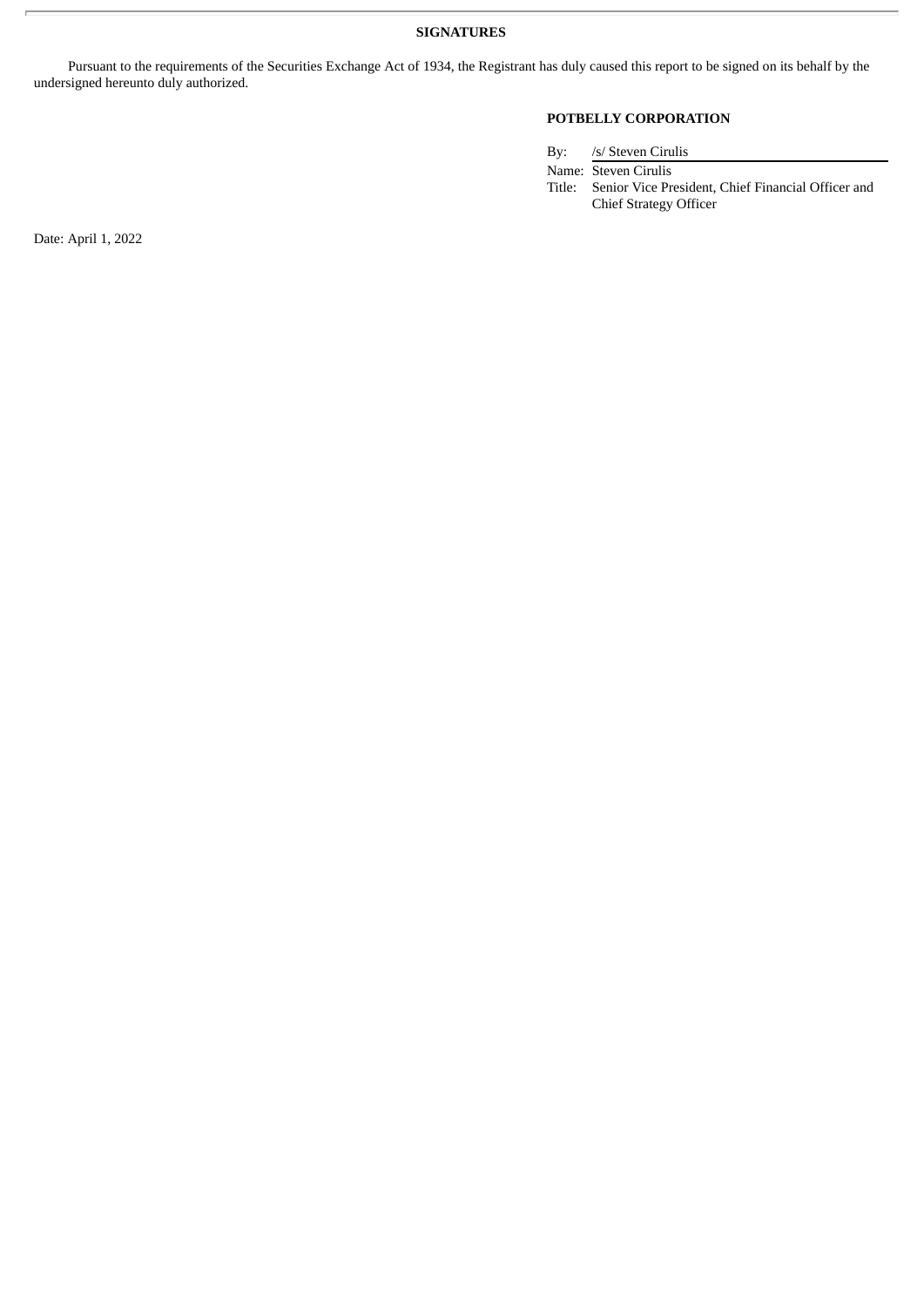**SIGNATURES**

Pursuant to the requirements of the Securities Exchange Act of 1934, the Registrant has duly caused this report to be signed on its behalf by the undersigned hereunto duly authorized.

**POTBELLY CORPORATION**

| | |
|---|---|
| By: | /s/ Steven Cirulis |
| Name: | Steven Cirulis |
| Title: | Senior Vice President, Chief Financial Officer and Chief Strategy Officer |

Date: April 1, 2022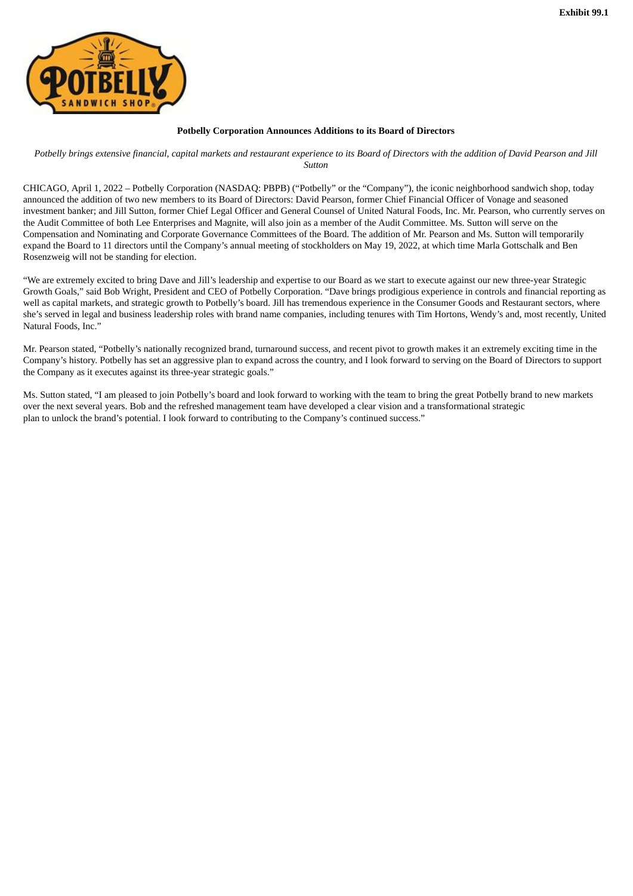Exhibit 99.1

**Potbelly Corporation Announces Additions to its Board of Directors**

*Potbelly brings extensive financial, capital markets and restaurant experience to its Board of Directors with the addition of David Pearson and Jill Sutton*

CHICAGO, April 1, 2022 – Potbelly Corporation (NASDAQ: PBPB) ("Potbelly" or the "Company"), the iconic neighborhood sandwich shop, today announced the addition of two new members to its Board of Directors: David Pearson, former Chief Financial Officer of Vonage and seasoned investment banker; and Jill Sutton, former Chief Legal Officer and General Counsel of United Natural Foods, Inc. Mr. Pearson, who currently serves on the Audit Committee of both Lee Enterprises and Magnite, will also join as a member of the Audit Committee. Ms. Sutton will serve on the Compensation and Nominating and Corporate Governance Committees of the Board. The addition of Mr. Pearson and Ms. Sutton will temporarily expand the Board to 11 directors until the Company's annual meeting of stockholders on May 19, 2022, at which time Marla Gottschalk and Ben Rosenzweig will not be standing for election.

"We are extremely excited to bring Dave and Jill's leadership and expertise to our Board as we start to execute against our new three-year Strategic Growth Goals," said Bob Wright, President and CEO of Potbelly Corporation. "Dave brings prodigious experience in controls and financial reporting as well as capital markets, and strategic growth to Potbelly's board. Jill has tremendous experience in the Consumer Goods and Restaurant sectors, where she's served in legal and business leadership roles with brand name companies, including tenures with Tim Hortons, Wendy's and, most recently, United Natural Foods, Inc."

Mr. Pearson stated, "Potbelly's nationally recognized brand, turnaround success, and recent pivot to growth makes it an extremely exciting time in the Company's history. Potbelly has set an aggressive plan to expand across the country, and I look forward to serving on the Board of Directors to support the Company as it executes against its three-year strategic goals."

Ms. Sutton stated, "I am pleased to join Potbelly's board and look forward to working with the team to bring the great Potbelly brand to new markets over the next several years. Bob and the refreshed management team have developed a clear vision and a transformational strategic plan to unlock the brand's potential. I look forward to contributing to the Company's continued success."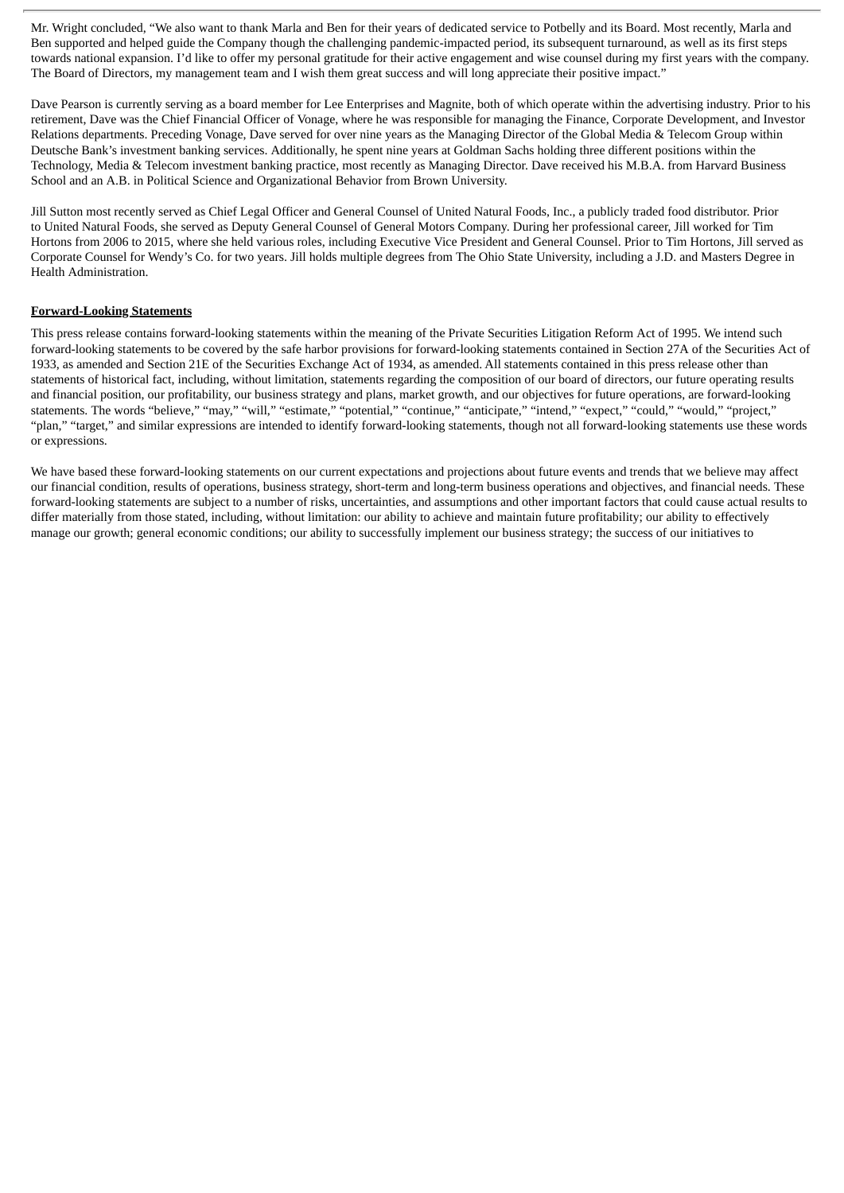Mr. Wright concluded, "We also want to thank Marla and Ben for their years of dedicated service to Potbelly and its Board. Most recently, Marla and Ben supported and helped guide the Company though the challenging pandemic-impacted period, its subsequent turnaround, as well as its first steps towards national expansion. I'd like to offer my personal gratitude for their active engagement and wise counsel during my first years with the company. The Board of Directors, my management team and I wish them great success and will long appreciate their positive impact."

Dave Pearson is currently serving as a board member for Lee Enterprises and Magnite, both of which operate within the advertising industry. Prior to his retirement, Dave was the Chief Financial Officer of Vonage, where he was responsible for managing the Finance, Corporate Development, and Investor Relations departments. Preceding Vonage, Dave served for over nine years as the Managing Director of the Global Media & Telecom Group within Deutsche Bank's investment banking services. Additionally, he spent nine years at Goldman Sachs holding three different positions within the Technology, Media & Telecom investment banking practice, most recently as Managing Director. Dave received his M.B.A. from Harvard Business School and an A.B. in Political Science and Organizational Behavior from Brown University.

Jill Sutton most recently served as Chief Legal Officer and General Counsel of United Natural Foods, Inc., a publicly traded food distributor. Prior to United Natural Foods, she served as Deputy General Counsel of General Motors Company. During her professional career, Jill worked for Tim Hortons from 2006 to 2015, where she held various roles, including Executive Vice President and General Counsel. Prior to Tim Hortons, Jill served as Corporate Counsel for Wendy's Co. for two years. Jill holds multiple degrees from The Ohio State University, including a J.D. and Masters Degree in Health Administration.

**Forward-Looking Statements**

This press release contains forward-looking statements within the meaning of the Private Securities Litigation Reform Act of 1995. We intend such forward-looking statements to be covered by the safe harbor provisions for forward-looking statements contained in Section 27A of the Securities Act of 1933, as amended and Section 21E of the Securities Exchange Act of 1934, as amended. All statements contained in this press release other than statements of historical fact, including, without limitation, statements regarding the composition of our board of directors, our future operating results and financial position, our profitability, our business strategy and plans, market growth, and our objectives for future operations, are forward-looking statements. The words "believe," "may," "will," "estimate," "potential," "continue," "anticipate," "intend," "expect," "could," "would," "project," "plan," "target," and similar expressions are intended to identify forward-looking statements, though not all forward-looking statements use these words or expressions.

We have based these forward-looking statements on our current expectations and projections about future events and trends that we believe may affect our financial condition, results of operations, business strategy, short-term and long-term business operations and objectives, and financial needs. These forward-looking statements are subject to a number of risks, uncertainties, and assumptions and other important factors that could cause actual results to differ materially from those stated, including, without limitation: our ability to achieve and maintain future profitability; our ability to effectively manage our growth; general economic conditions; our ability to successfully implement our business strategy; the success of our initiatives to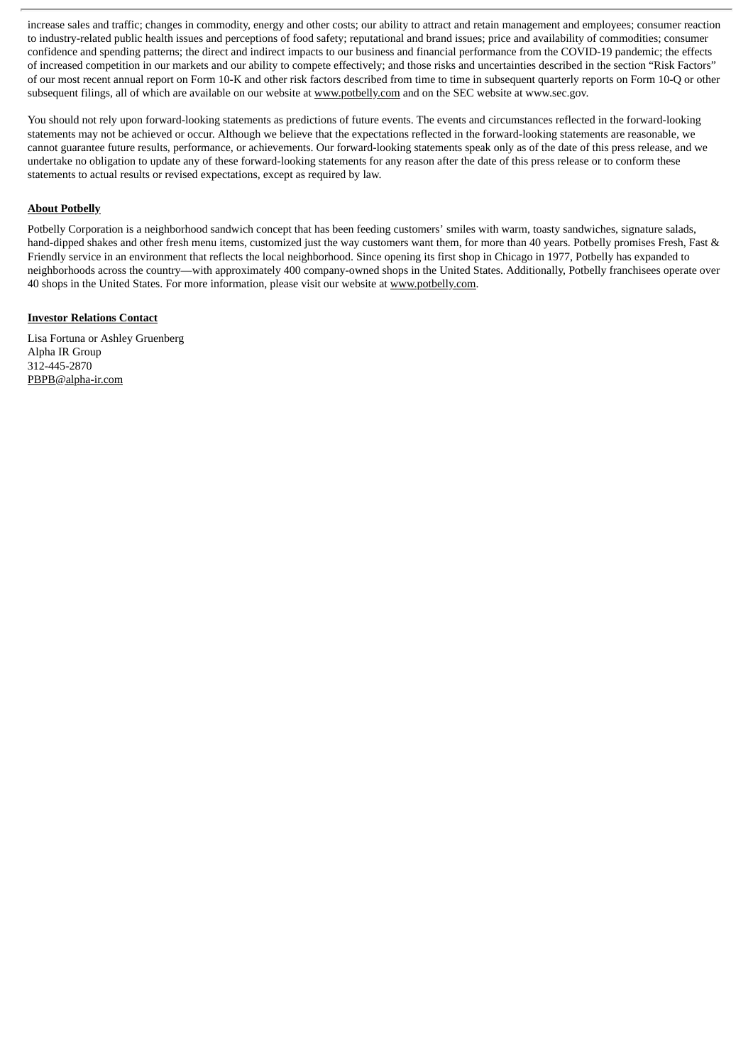increase sales and traffic; changes in commodity, energy and other costs; our ability to attract and retain management and employees; consumer reaction to industry-related public health issues and perceptions of food safety; reputational and brand issues; price and availability of commodities; consumer confidence and spending patterns; the direct and indirect impacts to our business and financial performance from the COVID-19 pandemic; the effects of increased competition in our markets and our ability to compete effectively; and those risks and uncertainties described in the section "Risk Factors" of our most recent annual report on Form 10-K and other risk factors described from time to time in subsequent quarterly reports on Form 10-Q or other subsequent filings, all of which are available on our website at www.potbelly.com and on the SEC website at www.sec.gov.

You should not rely upon forward-looking statements as predictions of future events. The events and circumstances reflected in the forward-looking statements may not be achieved or occur. Although we believe that the expectations reflected in the forward-looking statements are reasonable, we cannot guarantee future results, performance, or achievements. Our forward-looking statements speak only as of the date of this press release, and we undertake no obligation to update any of these forward-looking statements for any reason after the date of this press release or to conform these statements to actual results or revised expectations, except as required by law.

**About Potbelly**

Potbelly Corporation is a neighborhood sandwich concept that has been feeding customers' smiles with warm, toasty sandwiches, signature salads, hand-dipped shakes and other fresh menu items, customized just the way customers want them, for more than 40 years. Potbelly promises Fresh, Fast & Friendly service in an environment that reflects the local neighborhood. Since opening its first shop in Chicago in 1977, Potbelly has expanded to neighborhoods across the country—with approximately 400 company-owned shops in the United States. Additionally, Potbelly franchisees operate over 40 shops in the United States. For more information, please visit our website at www.potbelly.com.

**Investor Relations Contact**

Lisa Fortuna or Ashley Gruenberg
Alpha IR Group
312-445-2870
PBPB@alpha-ir.com